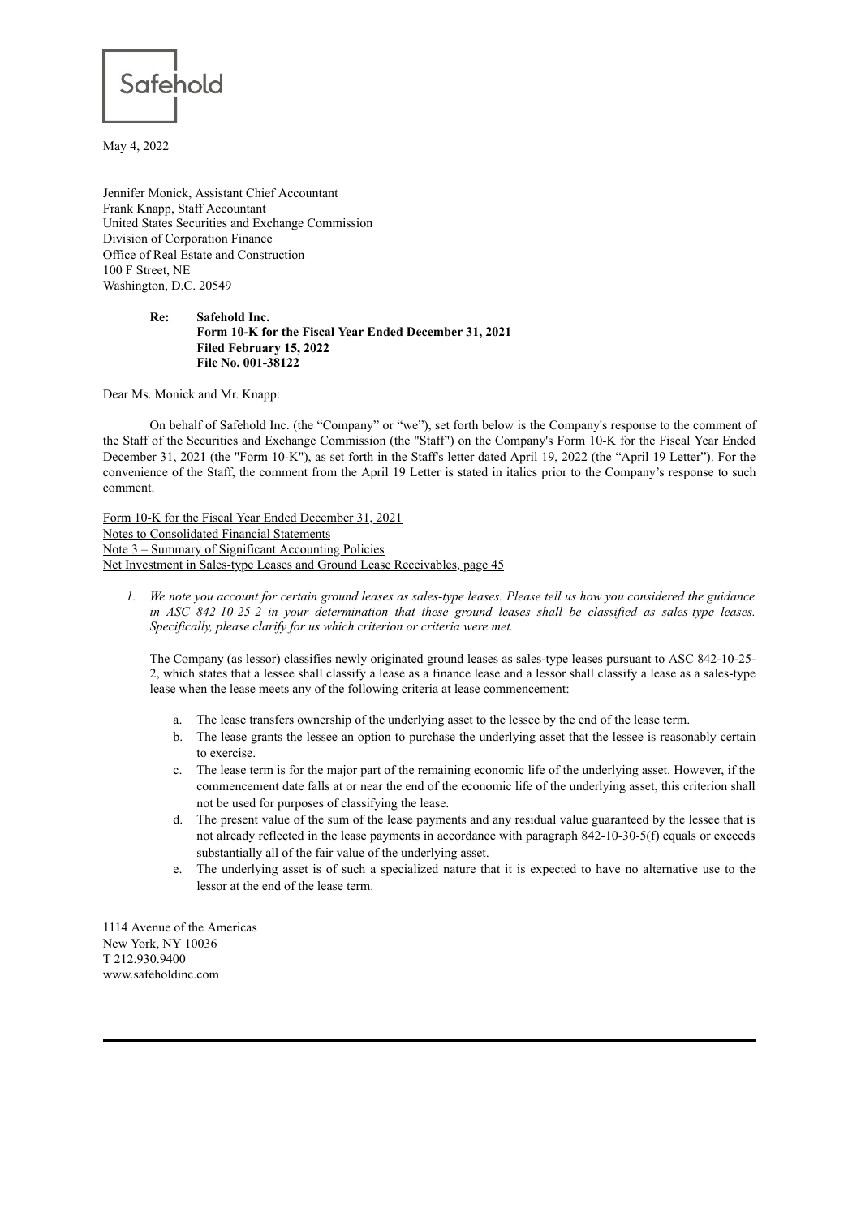Safehold

May 4, 2022

Jennifer Monick, Assistant Chief Accountant
Frank Knapp, Staff Accountant
United States Securities and Exchange Commission
Division of Corporation Finance
Office of Real Estate and Construction
100 F Street, NE
Washington, D.C. 20549

**Re: Safehold Inc.**
**Form 10-K for the Fiscal Year Ended December 31, 2021**
**Filed February 15, 2022**
**File No. 001-38122**

Dear Ms. Monick and Mr. Knapp:

On behalf of Safehold Inc. (the "Company" or "we"), set forth below is the Company's response to the comment of the Staff of the Securities and Exchange Commission (the "Staff") on the Company's Form 10-K for the Fiscal Year Ended December 31, 2021 (the "Form 10-K"), as set forth in the Staff's letter dated April 19, 2022 (the "April 19 Letter"). For the convenience of the Staff, the comment from the April 19 Letter is stated in italics prior to the Company's response to such comment.

Form 10-K for the Fiscal Year Ended December 31, 2021
Notes to Consolidated Financial Statements
Note 3 – Summary of Significant Accounting Policies
Net Investment in Sales-type Leases and Ground Lease Receivables, page 45

1. *We note you account for certain ground leases as sales-type leases. Please tell us how you considered the guidance in ASC 842-10-25-2 in your determination that these ground leases shall be classified as sales-type leases. Specifically, please clarify for us which criterion or criteria were met.*

   The Company (as lessor) classifies newly originated ground leases as sales-type leases pursuant to ASC 842-10-25-2, which states that a lessee shall classify a lease as a finance lease and a lessor shall classify a lease as a sales-type lease when the lease meets any of the following criteria at lease commencement:

   a. The lease transfers ownership of the underlying asset to the lessee by the end of the lease term.
   b. The lease grants the lessee an option to purchase the underlying asset that the lessee is reasonably certain to exercise.
   c. The lease term is for the major part of the remaining economic life of the underlying asset. However, if the commencement date falls at or near the end of the economic life of the underlying asset, this criterion shall not be used for purposes of classifying the lease.
   d. The present value of the sum of the lease payments and any residual value guaranteed by the lessee that is not already reflected in the lease payments in accordance with paragraph 842-10-30-5(f) equals or exceeds substantially all of the fair value of the underlying asset.
   e. The underlying asset is of such a specialized nature that it is expected to have no alternative use to the lessor at the end of the lease term.

1114 Avenue of the Americas
New York, NY 10036
T 212.930.9400
www.safeholdinc.com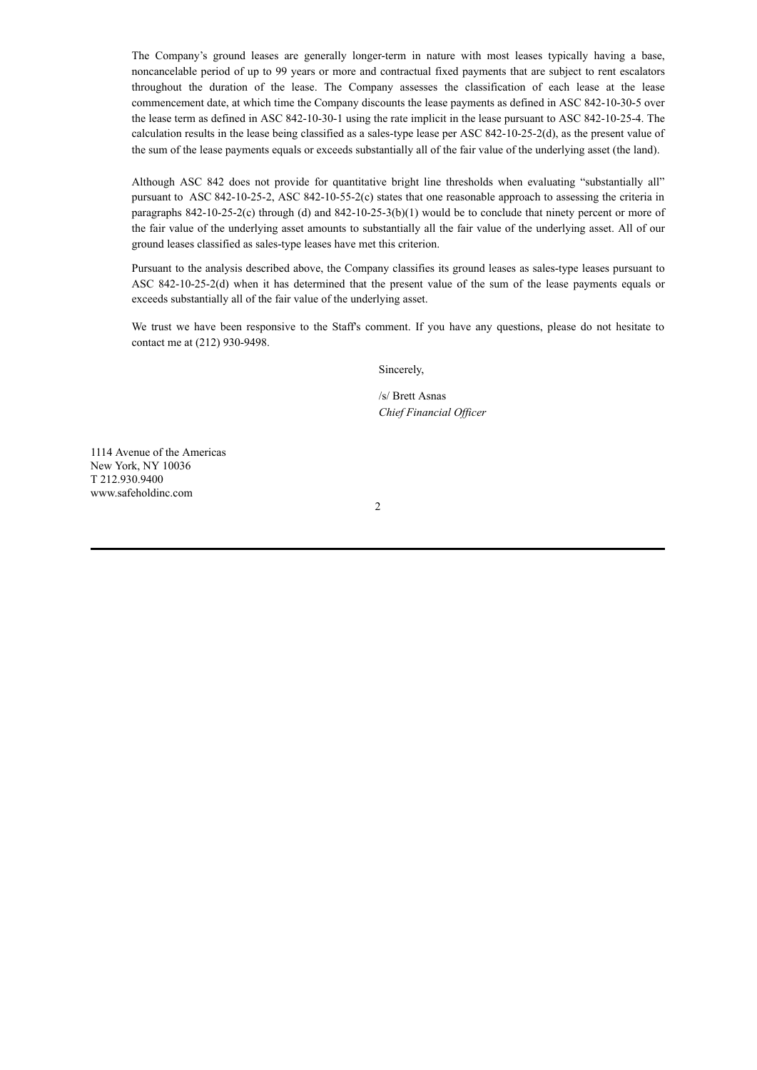The Company's ground leases are generally longer-term in nature with most leases typically having a base, noncancelable period of up to 99 years or more and contractual fixed payments that are subject to rent escalators throughout the duration of the lease. The Company assesses the classification of each lease at the lease commencement date, at which time the Company discounts the lease payments as defined in ASC 842-10-30-5 over the lease term as defined in ASC 842-10-30-1 using the rate implicit in the lease pursuant to ASC 842-10-25-4. The calculation results in the lease being classified as a sales-type lease per ASC 842-10-25-2(d), as the present value of the sum of the lease payments equals or exceeds substantially all of the fair value of the underlying asset (the land).

Although ASC 842 does not provide for quantitative bright line thresholds when evaluating "substantially all" pursuant to ASC 842-10-25-2, ASC 842-10-55-2(c) states that one reasonable approach to assessing the criteria in paragraphs 842-10-25-2(c) through (d) and 842-10-25-3(b)(1) would be to conclude that ninety percent or more of the fair value of the underlying asset amounts to substantially all the fair value of the underlying asset. All of our ground leases classified as sales-type leases have met this criterion.

Pursuant to the analysis described above, the Company classifies its ground leases as sales-type leases pursuant to ASC 842-10-25-2(d) when it has determined that the present value of the sum of the lease payments equals or exceeds substantially all of the fair value of the underlying asset.

We trust we have been responsive to the Staff's comment. If you have any questions, please do not hesitate to contact me at (212) 930-9498.

Sincerely,

/s/ Brett Asnas
*Chief Financial Officer*

1114 Avenue of the Americas
New York, NY 10036
T 212.930.9400
www.safeholdinc.com